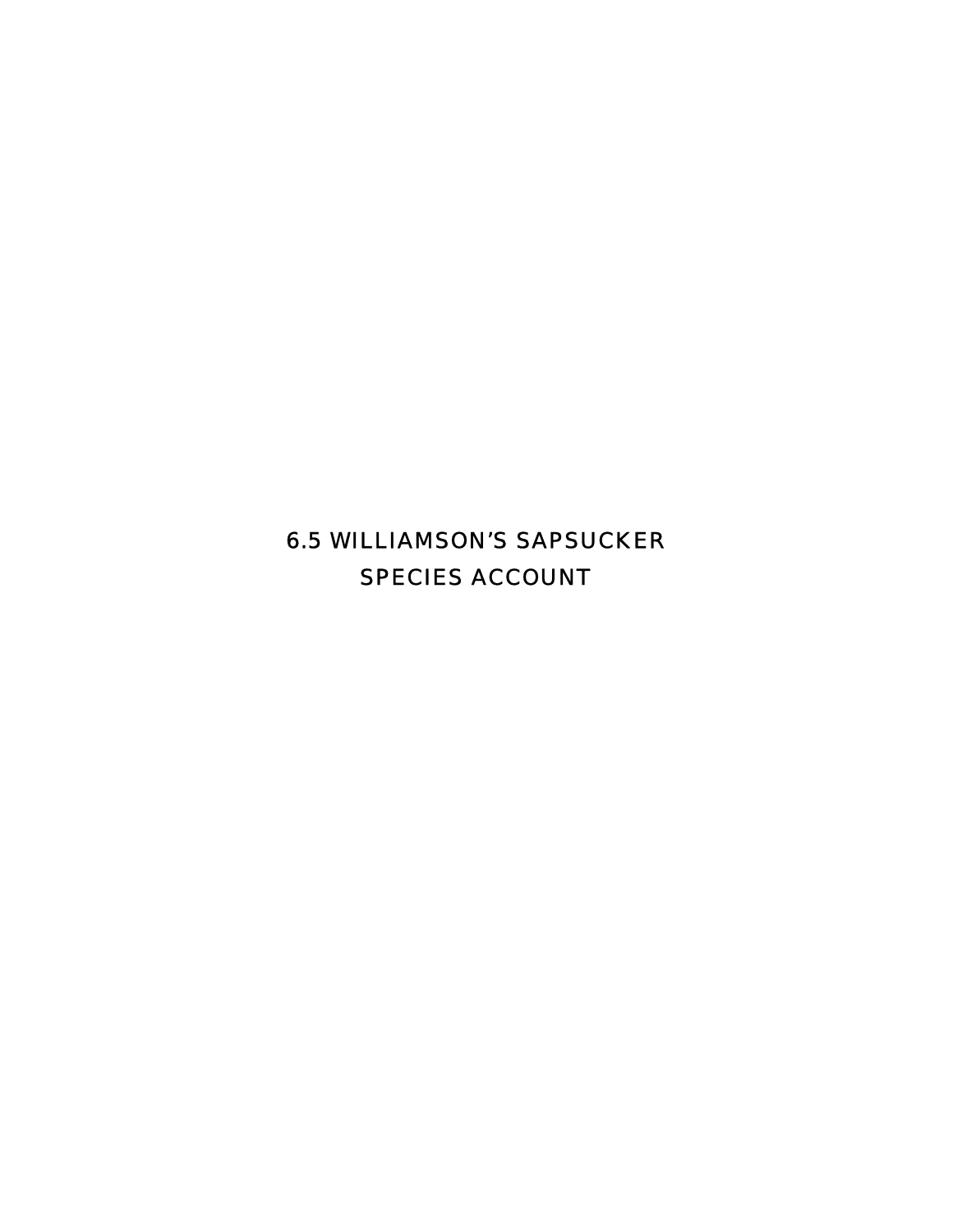# 6.5 WILLIAMSON’S SAPSUCKER SPECIES ACCOUNT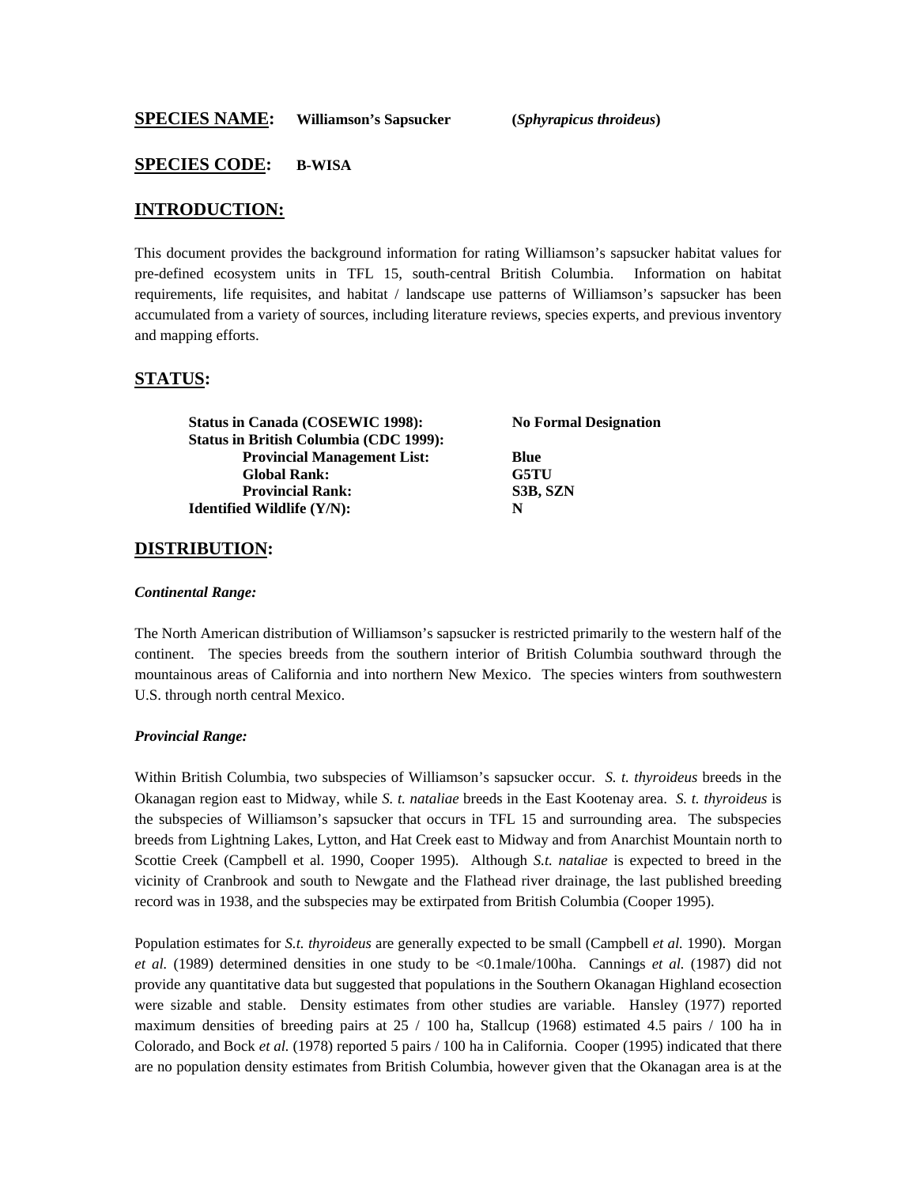## SPECIES NAME: **Williamson's Sapsucker** (***Sphyrapicus throideus***)

## SPECIES CODE: **B-WISA**

## INTRODUCTION:

This document provides the background information for rating Williamson's sapsucker habitat values for pre-defined ecosystem units in TFL 15, south-central British Columbia. Information on habitat requirements, life requisites, and habitat / landscape use patterns of Williamson's sapsucker has been accumulated from a variety of sources, including literature reviews, species experts, and previous inventory and mapping efforts.

## STATUS:

| | |
|---|---|
| **Status in Canada (COSEWIC 1998):** | **No Formal Designation** |
| **Status in British Columbia (CDC 1999):** | |
| **Provincial Management List:** | **Blue** |
| **Global Rank:** | **G5TU** |
| **Provincial Rank:** | **S3B, SZN** |
| **Identified Wildlife (Y/N):** | **N** |

## DISTRIBUTION:

### *Continental Range:*

The North American distribution of Williamson's sapsucker is restricted primarily to the western half of the continent. The species breeds from the southern interior of British Columbia southward through the mountainous areas of California and into northern New Mexico. The species winters from southwestern U.S. through north central Mexico.

### *Provincial Range:*

Within British Columbia, two subspecies of Williamson's sapsucker occur. *S. t. thyroideus* breeds in the Okanagan region east to Midway, while *S. t. nataliae* breeds in the East Kootenay area. *S. t. thyroideus* is the subspecies of Williamson's sapsucker that occurs in TFL 15 and surrounding area. The subspecies breeds from Lightning Lakes, Lytton, and Hat Creek east to Midway and from Anarchist Mountain north to Scottie Creek (Campbell et al. 1990, Cooper 1995). Although *S.t. nataliae* is expected to breed in the vicinity of Cranbrook and south to Newgate and the Flathead river drainage, the last published breeding record was in 1938, and the subspecies may be extirpated from British Columbia (Cooper 1995).

Population estimates for *S.t. thyroideus* are generally expected to be small (Campbell *et al.* 1990). Morgan *et al.* (1989) determined densities in one study to be <0.1male/100ha. Cannings *et al.* (1987) did not provide any quantitative data but suggested that populations in the Southern Okanagan Highland ecosection were sizable and stable. Density estimates from other studies are variable. Hansley (1977) reported maximum densities of breeding pairs at 25 / 100 ha, Stallcup (1968) estimated 4.5 pairs / 100 ha in Colorado, and Bock *et al.* (1978) reported 5 pairs / 100 ha in California. Cooper (1995) indicated that there are no population density estimates from British Columbia, however given that the Okanagan area is at the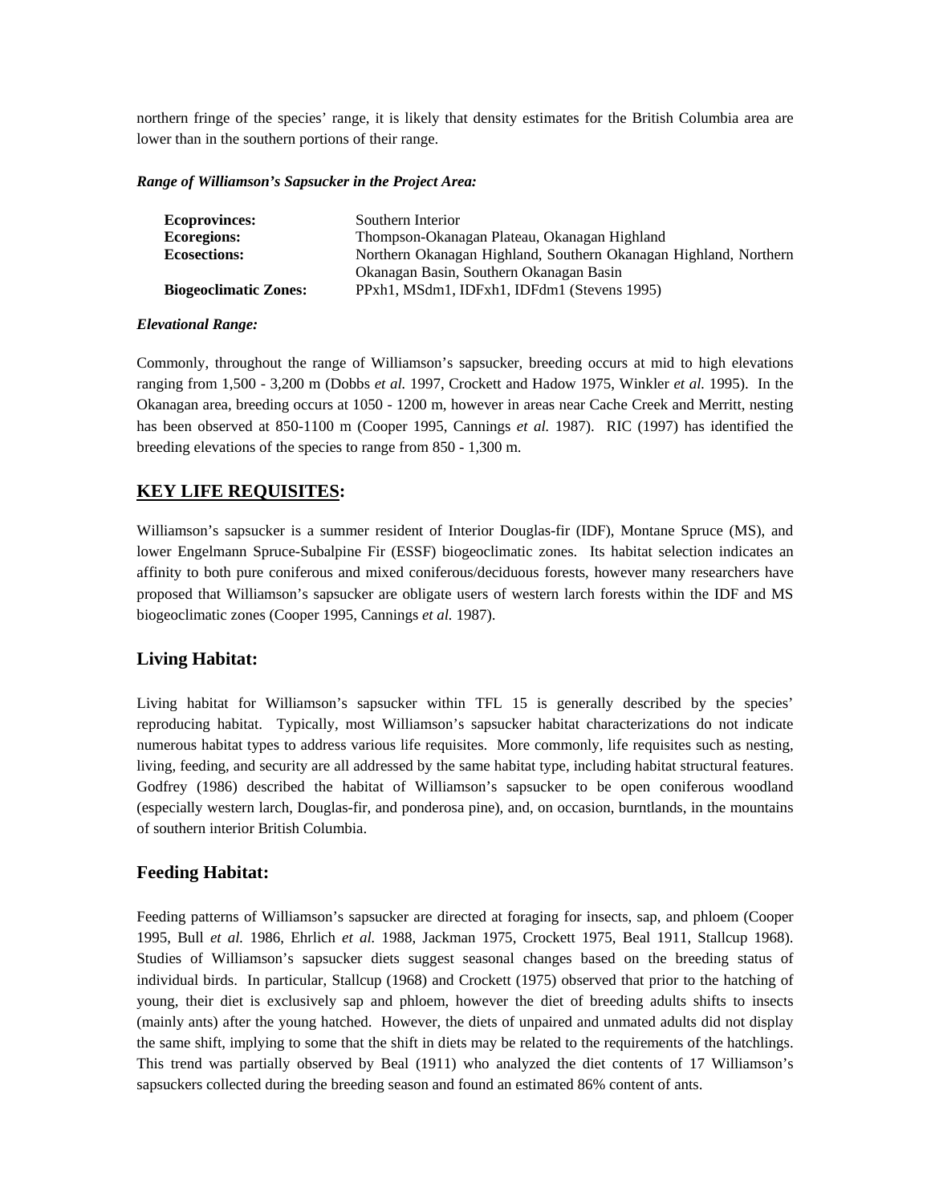northern fringe of the species' range, it is likely that density estimates for the British Columbia area are lower than in the southern portions of their range.

***Range of Williamson's Sapsucker in the Project Area:***

| | |
|---|---|
| **Ecoprovinces:** | Southern Interior |
| **Ecoregions:** | Thompson-Okanagan Plateau, Okanagan Highland |
| **Ecosections:** | Northern Okanagan Highland, Southern Okanagan Highland, Northern Okanagan Basin, Southern Okanagan Basin |
| **Biogeoclimatic Zones:** | PPxh1, MSdm1, IDFxh1, IDFdm1 (Stevens 1995) |

***Elevational Range:***

Commonly, throughout the range of Williamson's sapsucker, breeding occurs at mid to high elevations ranging from 1,500 - 3,200 m (Dobbs *et al.* 1997, Crockett and Hadow 1975, Winkler *et al.* 1995). In the Okanagan area, breeding occurs at 1050 - 1200 m, however in areas near Cache Creek and Merritt, nesting has been observed at 850-1100 m (Cooper 1995, Cannings *et al.* 1987). RIC (1997) has identified the breeding elevations of the species to range from 850 - 1,300 m.

## **KEY LIFE REQUISITES:**

Williamson's sapsucker is a summer resident of Interior Douglas-fir (IDF), Montane Spruce (MS), and lower Engelmann Spruce-Subalpine Fir (ESSF) biogeoclimatic zones. Its habitat selection indicates an affinity to both pure coniferous and mixed coniferous/deciduous forests, however many researchers have proposed that Williamson's sapsucker are obligate users of western larch forests within the IDF and MS biogeoclimatic zones (Cooper 1995, Cannings *et al.* 1987).

### Living Habitat:

Living habitat for Williamson's sapsucker within TFL 15 is generally described by the species' reproducing habitat. Typically, most Williamson's sapsucker habitat characterizations do not indicate numerous habitat types to address various life requisites. More commonly, life requisites such as nesting, living, feeding, and security are all addressed by the same habitat type, including habitat structural features. Godfrey (1986) described the habitat of Williamson's sapsucker to be open coniferous woodland (especially western larch, Douglas-fir, and ponderosa pine), and, on occasion, burntlands, in the mountains of southern interior British Columbia.

### Feeding Habitat:

Feeding patterns of Williamson's sapsucker are directed at foraging for insects, sap, and phloem (Cooper 1995, Bull *et al.* 1986, Ehrlich *et al.* 1988, Jackman 1975, Crockett 1975, Beal 1911, Stallcup 1968). Studies of Williamson's sapsucker diets suggest seasonal changes based on the breeding status of individual birds. In particular, Stallcup (1968) and Crockett (1975) observed that prior to the hatching of young, their diet is exclusively sap and phloem, however the diet of breeding adults shifts to insects (mainly ants) after the young hatched. However, the diets of unpaired and unmated adults did not display the same shift, implying to some that the shift in diets may be related to the requirements of the hatchlings. This trend was partially observed by Beal (1911) who analyzed the diet contents of 17 Williamson's sapsuckers collected during the breeding season and found an estimated 86% content of ants.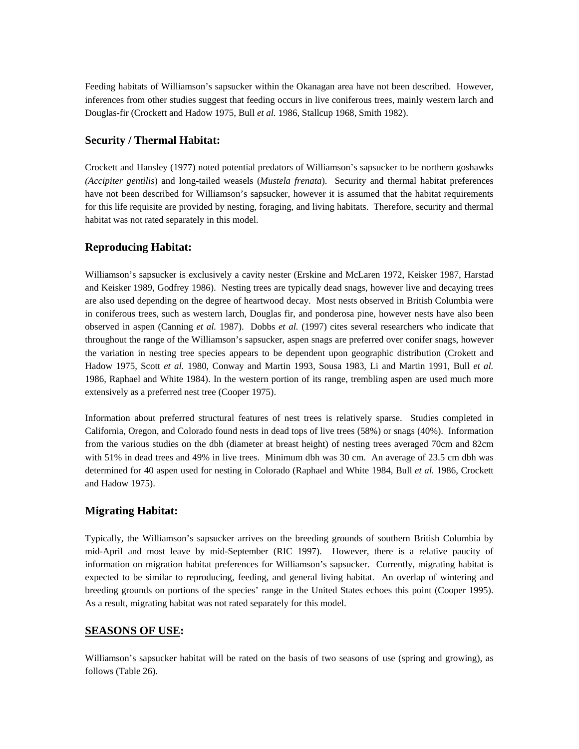Feeding habitats of Williamson's sapsucker within the Okanagan area have not been described. However, inferences from other studies suggest that feeding occurs in live coniferous trees, mainly western larch and Douglas-fir (Crockett and Hadow 1975, Bull *et al.* 1986, Stallcup 1968, Smith 1982).

### Security / Thermal Habitat:

Crockett and Hansley (1977) noted potential predators of Williamson's sapsucker to be northern goshawks *(Accipiter gentilis*) and long-tailed weasels (*Mustela frenata*). Security and thermal habitat preferences have not been described for Williamson's sapsucker, however it is assumed that the habitat requirements for this life requisite are provided by nesting, foraging, and living habitats. Therefore, security and thermal habitat was not rated separately in this model.

### Reproducing Habitat:

Williamson's sapsucker is exclusively a cavity nester (Erskine and McLaren 1972, Keisker 1987, Harstad and Keisker 1989, Godfrey 1986). Nesting trees are typically dead snags, however live and decaying trees are also used depending on the degree of heartwood decay. Most nests observed in British Columbia were in coniferous trees, such as western larch, Douglas fir, and ponderosa pine, however nests have also been observed in aspen (Canning *et al.* 1987). Dobbs *et al.* (1997) cites several researchers who indicate that throughout the range of the Williamson's sapsucker, aspen snags are preferred over conifer snags, however the variation in nesting tree species appears to be dependent upon geographic distribution (Crokett and Hadow 1975, Scott *et al.* 1980, Conway and Martin 1993, Sousa 1983, Li and Martin 1991, Bull *et al.* 1986, Raphael and White 1984). In the western portion of its range, trembling aspen are used much more extensively as a preferred nest tree (Cooper 1975).

Information about preferred structural features of nest trees is relatively sparse. Studies completed in California, Oregon, and Colorado found nests in dead tops of live trees (58%) or snags (40%). Information from the various studies on the dbh (diameter at breast height) of nesting trees averaged 70cm and 82cm with 51% in dead trees and 49% in live trees. Minimum dbh was 30 cm. An average of 23.5 cm dbh was determined for 40 aspen used for nesting in Colorado (Raphael and White 1984, Bull *et al.* 1986, Crockett and Hadow 1975).

### Migrating Habitat:

Typically, the Williamson's sapsucker arrives on the breeding grounds of southern British Columbia by mid-April and most leave by mid-September (RIC 1997). However, there is a relative paucity of information on migration habitat preferences for Williamson's sapsucker. Currently, migrating habitat is expected to be similar to reproducing, feeding, and general living habitat. An overlap of wintering and breeding grounds on portions of the species' range in the United States echoes this point (Cooper 1995). As a result, migrating habitat was not rated separately for this model.

## <u>SEASONS OF USE</u>:

Williamson's sapsucker habitat will be rated on the basis of two seasons of use (spring and growing), as follows (Table 26).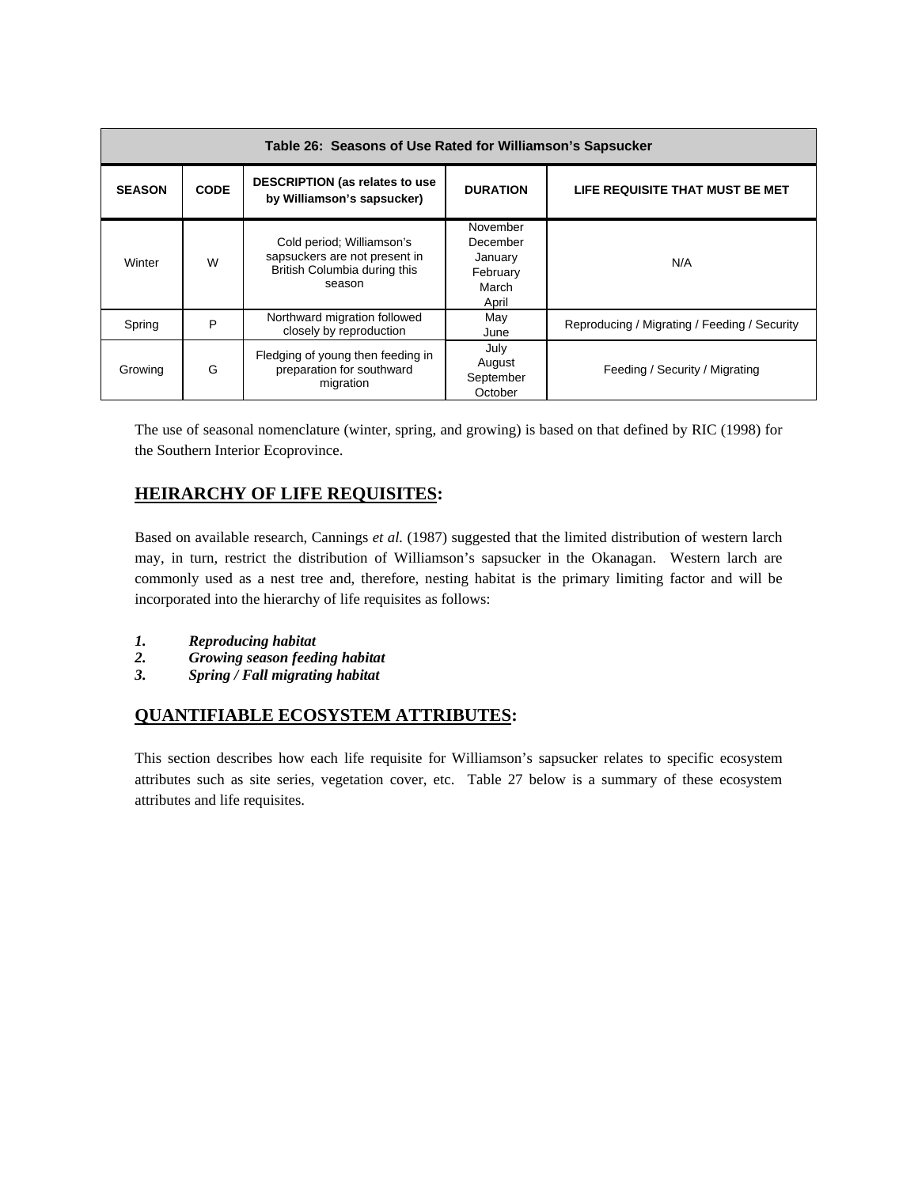| Table 26: Seasons of Use Rated for Williamson's Sapsucker | | | | |
|---|---|---|---|---|
| **SEASON** | **CODE** | **DESCRIPTION (as relates to use by Williamson's sapsucker)** | **DURATION** | **LIFE REQUISITE THAT MUST BE MET** |
| Winter | W | Cold period; Williamson's sapsuckers are not present in British Columbia during this season | November December January February March April | N/A |
| Spring | P | Northward migration followed closely by reproduction | May June | Reproducing / Migrating / Feeding / Security |
| Growing | G | Fledging of young then feeding in preparation for southward migration | July August September October | Feeding / Security / Migrating |

The use of seasonal nomenclature (winter, spring, and growing) is based on that defined by RIC (1998) for the Southern Interior Ecoprovince.

## HEIRARCHY OF LIFE REQUISITES:

Based on available research, Cannings *et al.* (1987) suggested that the limited distribution of western larch may, in turn, restrict the distribution of Williamson's sapsucker in the Okanagan. Western larch are commonly used as a nest tree and, therefore, nesting habitat is the primary limiting factor and will be incorporated into the hierarchy of life requisites as follows:

1. ***Reproducing habitat***
2. ***Growing season feeding habitat***
3. ***Spring / Fall migrating habitat***

## QUANTIFIABLE ECOSYSTEM ATTRIBUTES:

This section describes how each life requisite for Williamson's sapsucker relates to specific ecosystem attributes such as site series, vegetation cover, etc. Table 27 below is a summary of these ecosystem attributes and life requisites.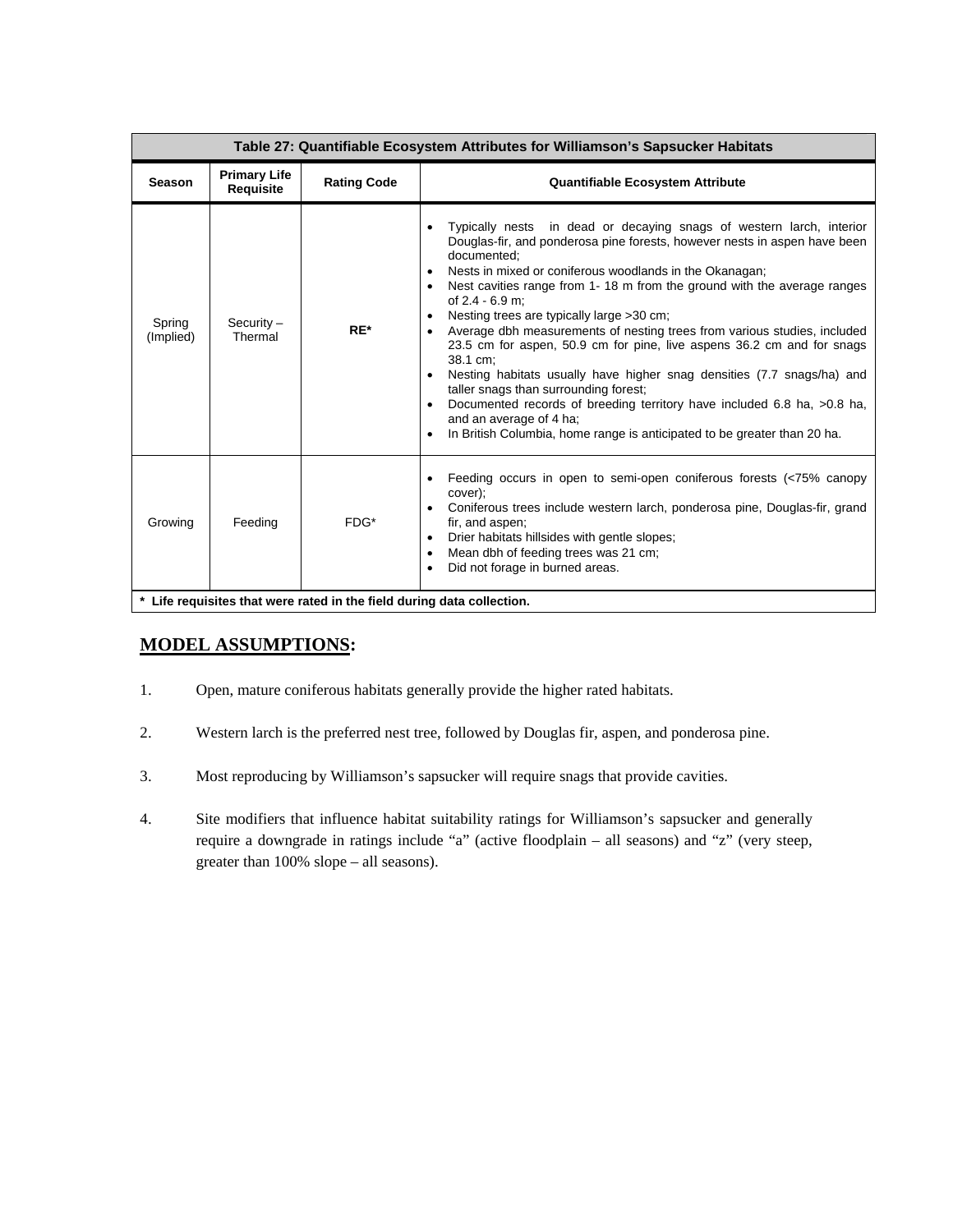| Table 27: Quantifiable Ecosystem Attributes for Williamson's Sapsucker Habitats | | | |
|---|---|---|---|
| **Season** | **Primary Life Requisite** | **Rating Code** | **Quantifiable Ecosystem Attribute** |
| Spring (Implied) | Security – Thermal | **RE*** | • Typically nests in dead or decaying snags of western larch, interior Douglas-fir, and ponderosa pine forests, however nests in aspen have been documented;<br>• Nests in mixed or coniferous woodlands in the Okanagan;<br>• Nest cavities range from 1- 18 m from the ground with the average ranges of 2.4 - 6.9 m;<br>• Nesting trees are typically large >30 cm;<br>• Average dbh measurements of nesting trees from various studies, included 23.5 cm for aspen, 50.9 cm for pine, live aspens 36.2 cm and for snags 38.1 cm;<br>• Nesting habitats usually have higher snag densities (7.7 snags/ha) and taller snags than surrounding forest;<br>• Documented records of breeding territory have included 6.8 ha, >0.8 ha, and an average of 4 ha;<br>• In British Columbia, home range is anticipated to be greater than 20 ha. |
| Growing | Feeding | FDG* | • Feeding occurs in open to semi-open coniferous forests (<75% canopy cover);<br>• Coniferous trees include western larch, ponderosa pine, Douglas-fir, grand fir, and aspen;<br>• Drier habitats hillsides with gentle slopes;<br>• Mean dbh of feeding trees was 21 cm;<br>• Did not forage in burned areas. |
| **\* Life requisites that were rated in the field during data collection.** | | | |

## MODEL ASSUMPTIONS:

1. Open, mature coniferous habitats generally provide the higher rated habitats.

2. Western larch is the preferred nest tree, followed by Douglas fir, aspen, and ponderosa pine.

3. Most reproducing by Williamson's sapsucker will require snags that provide cavities.

4. Site modifiers that influence habitat suitability ratings for Williamson's sapsucker and generally require a downgrade in ratings include "a" (active floodplain – all seasons) and "z" (very steep, greater than 100% slope – all seasons).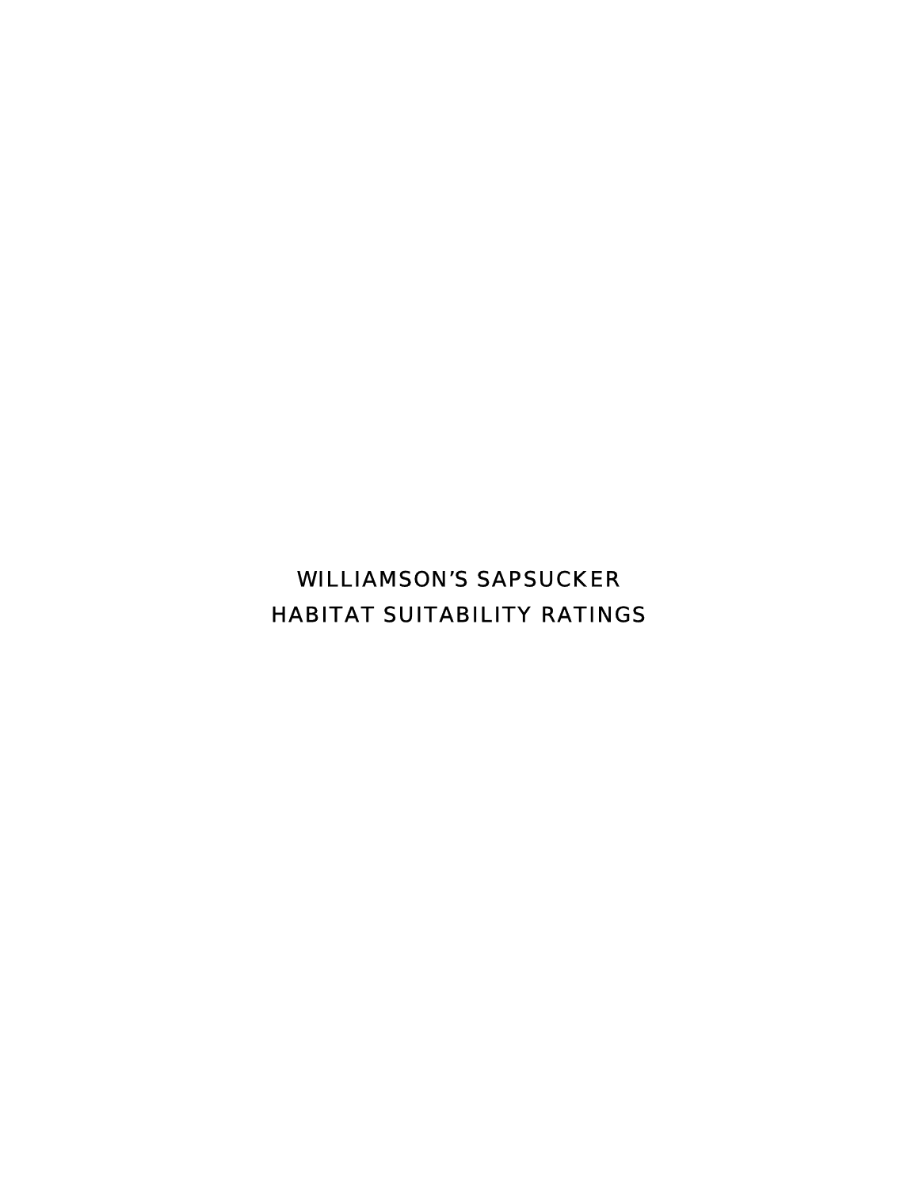# WILLIAMSON'S SAPSUCKER
# HABITAT SUITABILITY RATINGS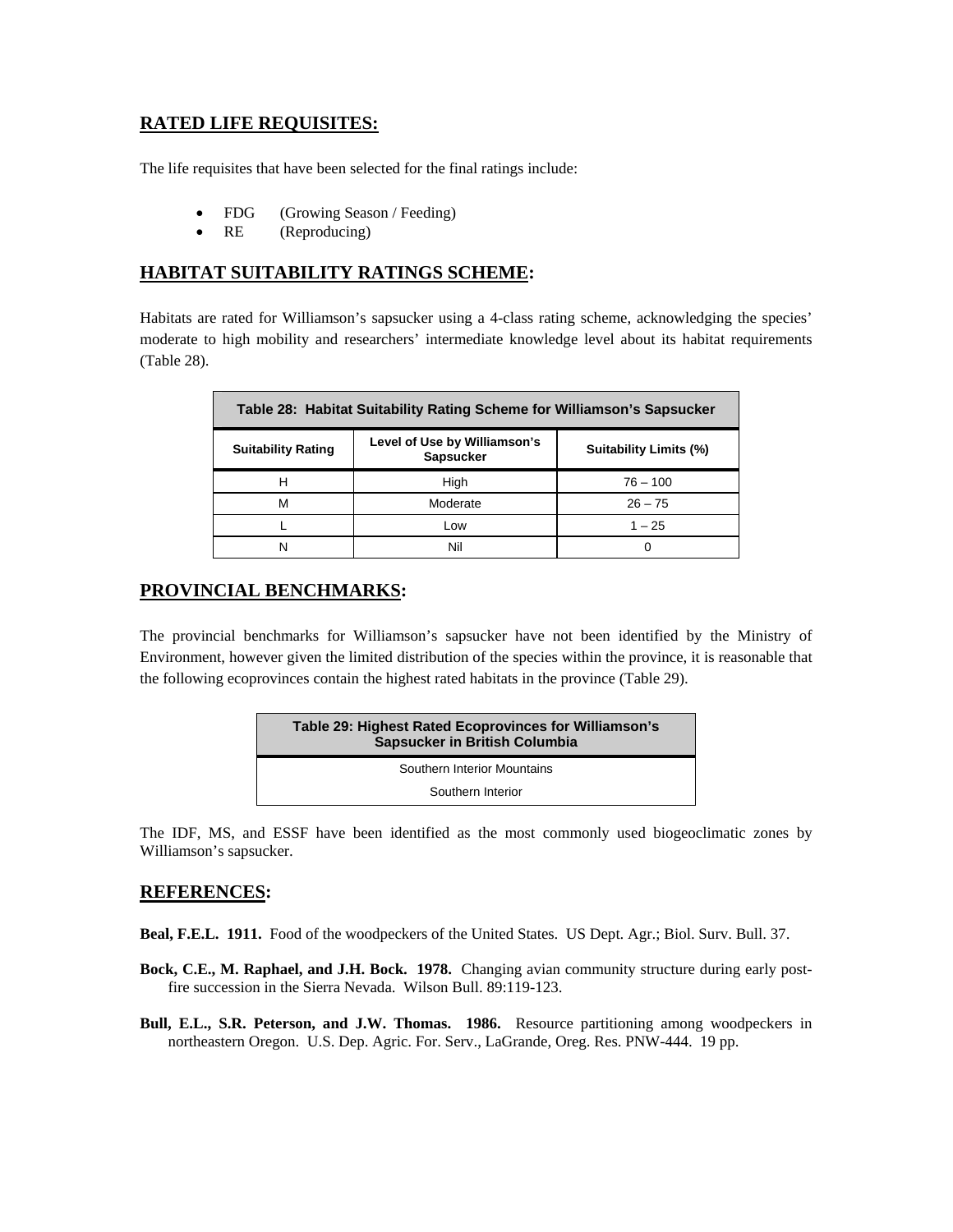## RATED LIFE REQUISITES:

The life requisites that have been selected for the final ratings include:

- FDG (Growing Season / Feeding)
- RE (Reproducing)

## HABITAT SUITABILITY RATINGS SCHEME:

Habitats are rated for Williamson's sapsucker using a 4-class rating scheme, acknowledging the species' moderate to high mobility and researchers' intermediate knowledge level about its habitat requirements (Table 28).

**Table 28: Habitat Suitability Rating Scheme for Williamson's Sapsucker**

| Suitability Rating | Level of Use by Williamson's Sapsucker | Suitability Limits (%) |
|---|---|---|
| H | High | 76 – 100 |
| M | Moderate | 26 – 75 |
| L | Low | 1 – 25 |
| N | Nil | 0 |

## PROVINCIAL BENCHMARKS:

The provincial benchmarks for Williamson's sapsucker have not been identified by the Ministry of Environment, however given the limited distribution of the species within the province, it is reasonable that the following ecoprovinces contain the highest rated habitats in the province (Table 29).

| Table 29: Highest Rated Ecoprovinces for Williamson's Sapsucker in British Columbia |
|---|
| Southern Interior Mountains |
| Southern Interior |

The IDF, MS, and ESSF have been identified as the most commonly used biogeoclimatic zones by Williamson's sapsucker.

## REFERENCES:

**Beal, F.E.L. 1911.** Food of the woodpeckers of the United States. US Dept. Agr.; Biol. Surv. Bull. 37.

**Bock, C.E., M. Raphael, and J.H. Bock. 1978.** Changing avian community structure during early post-fire succession in the Sierra Nevada. Wilson Bull. 89:119-123.

**Bull, E.L., S.R. Peterson, and J.W. Thomas. 1986.** Resource partitioning among woodpeckers in northeastern Oregon. U.S. Dep. Agric. For. Serv., LaGrande, Oreg. Res. PNW-444. 19 pp.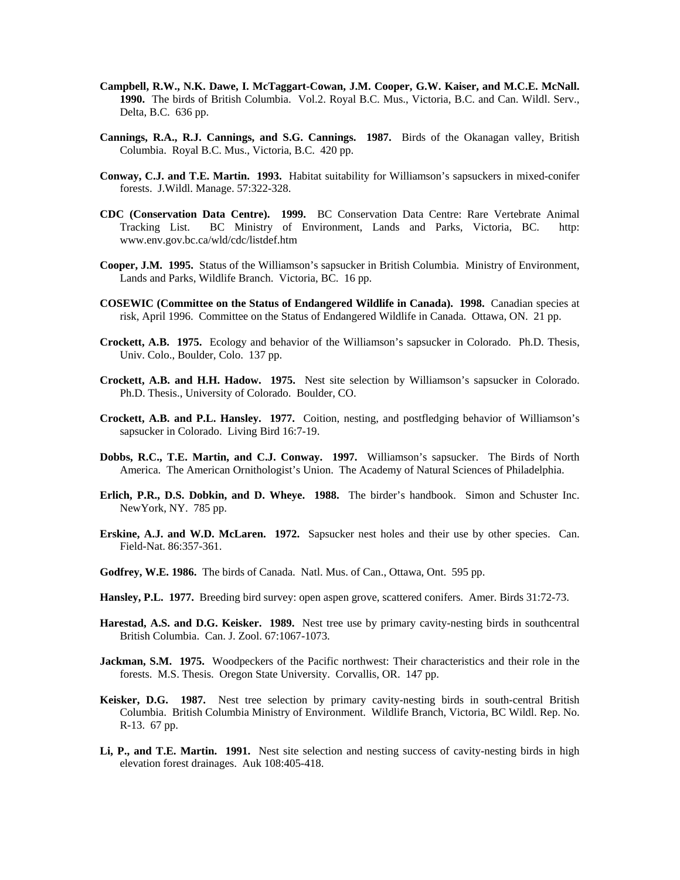**Campbell, R.W., N.K. Dawe, I. McTaggart-Cowan, J.M. Cooper, G.W. Kaiser, and M.C.E. McNall. 1990.** The birds of British Columbia. Vol.2. Royal B.C. Mus., Victoria, B.C. and Can. Wildl. Serv., Delta, B.C. 636 pp.

**Cannings, R.A., R.J. Cannings, and S.G. Cannings. 1987.** Birds of the Okanagan valley, British Columbia. Royal B.C. Mus., Victoria, B.C. 420 pp.

**Conway, C.J. and T.E. Martin. 1993.** Habitat suitability for Williamson's sapsuckers in mixed-conifer forests. J.Wildl. Manage. 57:322-328.

**CDC (Conservation Data Centre). 1999.** BC Conservation Data Centre: Rare Vertebrate Animal Tracking List. BC Ministry of Environment, Lands and Parks, Victoria, BC. http: www.env.gov.bc.ca/wld/cdc/listdef.htm

**Cooper, J.M. 1995.** Status of the Williamson's sapsucker in British Columbia. Ministry of Environment, Lands and Parks, Wildlife Branch. Victoria, BC. 16 pp.

**COSEWIC (Committee on the Status of Endangered Wildlife in Canada). 1998.** Canadian species at risk, April 1996. Committee on the Status of Endangered Wildlife in Canada. Ottawa, ON. 21 pp.

**Crockett, A.B. 1975.** Ecology and behavior of the Williamson's sapsucker in Colorado. Ph.D. Thesis, Univ. Colo., Boulder, Colo. 137 pp.

**Crockett, A.B. and H.H. Hadow. 1975.** Nest site selection by Williamson's sapsucker in Colorado. Ph.D. Thesis., University of Colorado. Boulder, CO.

**Crockett, A.B. and P.L. Hansley. 1977.** Coition, nesting, and postfledging behavior of Williamson's sapsucker in Colorado. Living Bird 16:7-19.

**Dobbs, R.C., T.E. Martin, and C.J. Conway. 1997.** Williamson's sapsucker. The Birds of North America. The American Ornithologist's Union. The Academy of Natural Sciences of Philadelphia.

**Erlich, P.R., D.S. Dobkin, and D. Wheye. 1988.** The birder's handbook. Simon and Schuster Inc. NewYork, NY. 785 pp.

**Erskine, A.J. and W.D. McLaren. 1972.** Sapsucker nest holes and their use by other species. Can. Field-Nat. 86:357-361.

**Godfrey, W.E. 1986.** The birds of Canada. Natl. Mus. of Can., Ottawa, Ont. 595 pp.

**Hansley, P.L. 1977.** Breeding bird survey: open aspen grove, scattered conifers. Amer. Birds 31:72-73.

**Harestad, A.S. and D.G. Keisker. 1989.** Nest tree use by primary cavity-nesting birds in southcentral British Columbia. Can. J. Zool. 67:1067-1073.

**Jackman, S.M. 1975.** Woodpeckers of the Pacific northwest: Their characteristics and their role in the forests. M.S. Thesis. Oregon State University. Corvallis, OR. 147 pp.

**Keisker, D.G. 1987.** Nest tree selection by primary cavity-nesting birds in south-central British Columbia. British Columbia Ministry of Environment. Wildlife Branch, Victoria, BC Wildl. Rep. No. R-13. 67 pp.

**Li, P., and T.E. Martin. 1991.** Nest site selection and nesting success of cavity-nesting birds in high elevation forest drainages. Auk 108:405-418.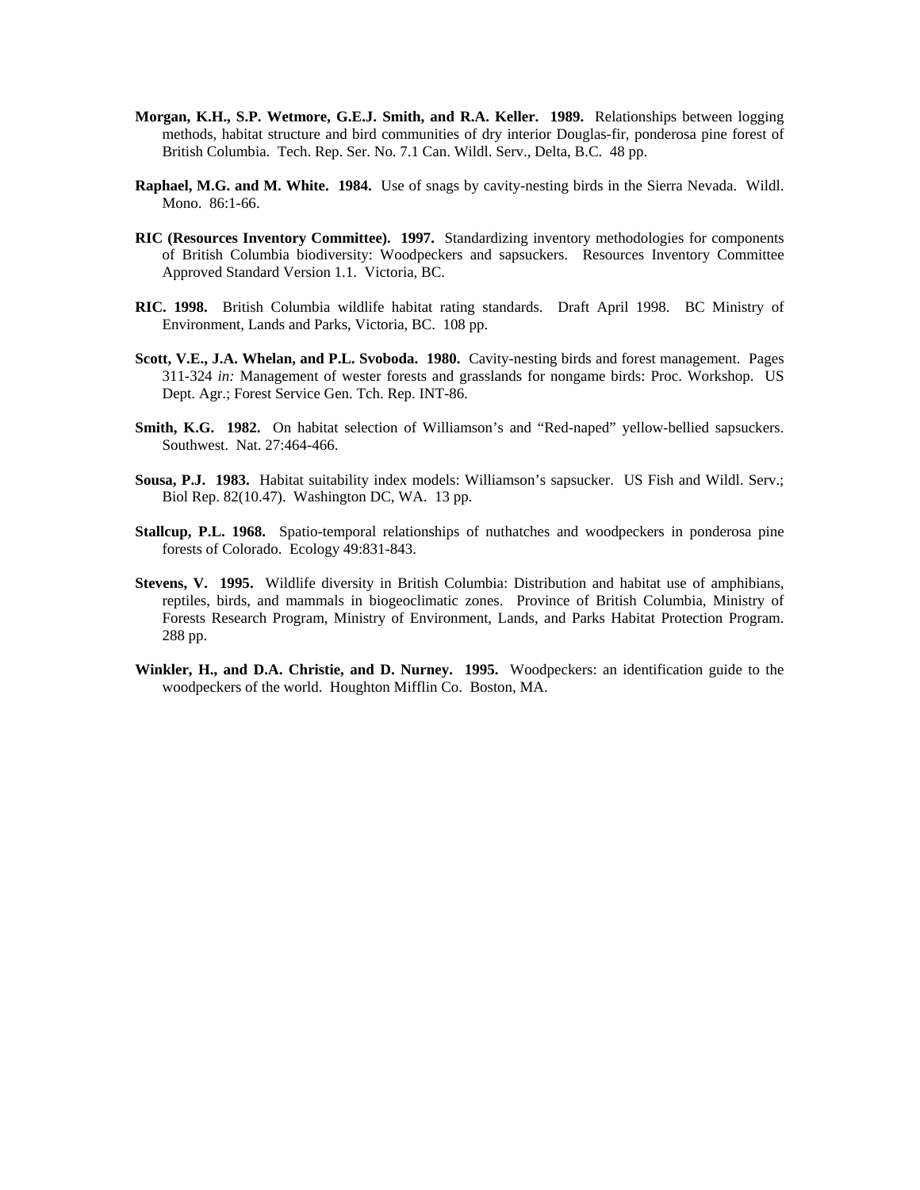**Morgan, K.H., S.P. Wetmore, G.E.J. Smith, and R.A. Keller. 1989.** Relationships between logging methods, habitat structure and bird communities of dry interior Douglas-fir, ponderosa pine forest of British Columbia. Tech. Rep. Ser. No. 7.1 Can. Wildl. Serv., Delta, B.C. 48 pp.

**Raphael, M.G. and M. White. 1984.** Use of snags by cavity-nesting birds in the Sierra Nevada. Wildl. Mono. 86:1-66.

**RIC (Resources Inventory Committee). 1997.** Standardizing inventory methodologies for components of British Columbia biodiversity: Woodpeckers and sapsuckers. Resources Inventory Committee Approved Standard Version 1.1. Victoria, BC.

**RIC. 1998.** British Columbia wildlife habitat rating standards. Draft April 1998. BC Ministry of Environment, Lands and Parks, Victoria, BC. 108 pp.

**Scott, V.E., J.A. Whelan, and P.L. Svoboda. 1980.** Cavity-nesting birds and forest management. Pages 311-324 *in:* Management of wester forests and grasslands for nongame birds: Proc. Workshop. US Dept. Agr.; Forest Service Gen. Tch. Rep. INT-86.

**Smith, K.G. 1982.** On habitat selection of Williamson's and "Red-naped" yellow-bellied sapsuckers. Southwest. Nat. 27:464-466.

**Sousa, P.J. 1983.** Habitat suitability index models: Williamson's sapsucker. US Fish and Wildl. Serv.; Biol Rep. 82(10.47). Washington DC, WA. 13 pp.

**Stallcup, P.L. 1968.** Spatio-temporal relationships of nuthatches and woodpeckers in ponderosa pine forests of Colorado. Ecology 49:831-843.

**Stevens, V. 1995.** Wildlife diversity in British Columbia: Distribution and habitat use of amphibians, reptiles, birds, and mammals in biogeoclimatic zones. Province of British Columbia, Ministry of Forests Research Program, Ministry of Environment, Lands, and Parks Habitat Protection Program. 288 pp.

**Winkler, H., and D.A. Christie, and D. Nurney. 1995.** Woodpeckers: an identification guide to the woodpeckers of the world. Houghton Mifflin Co. Boston, MA.